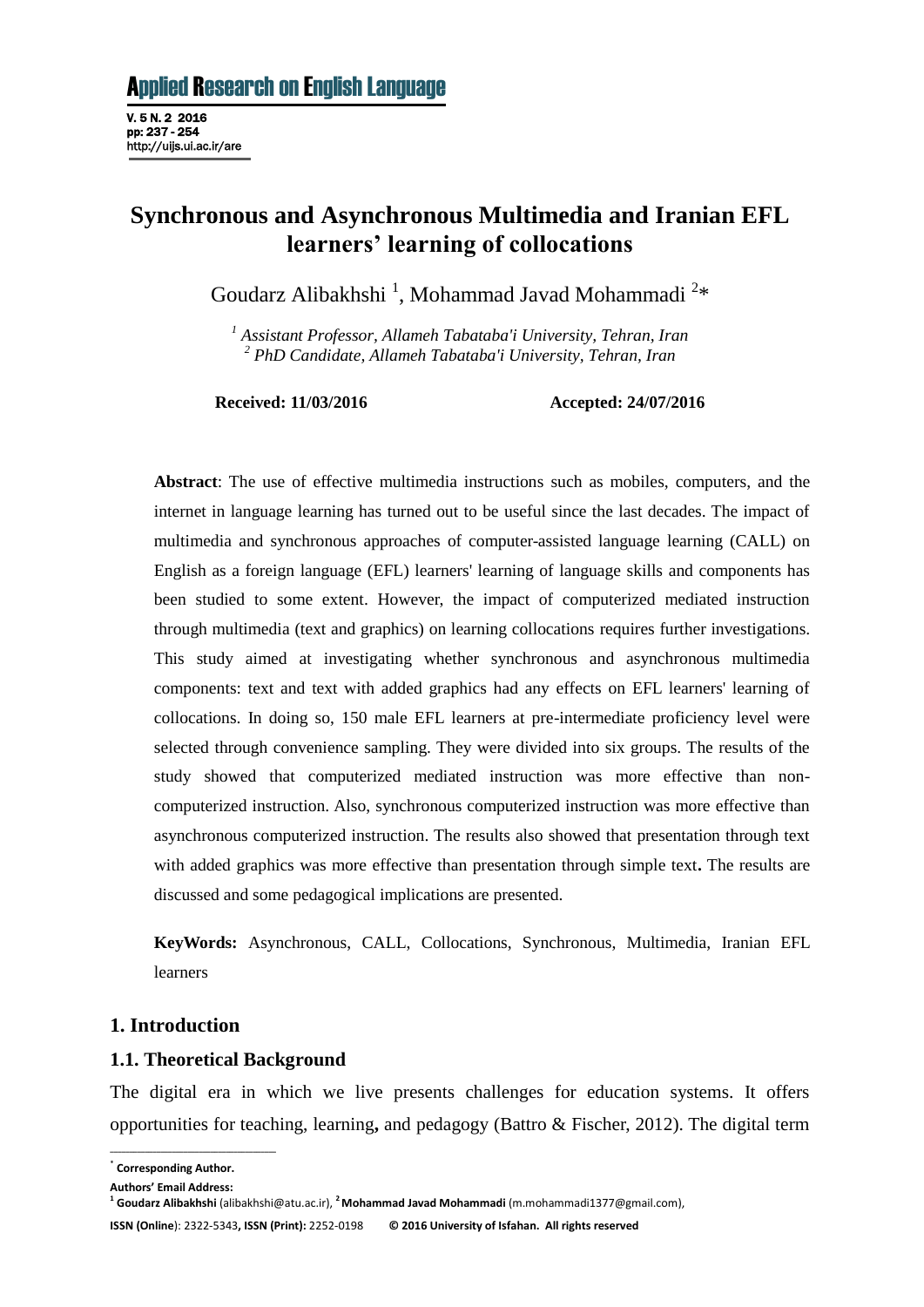# Synchronous and Asynchronous Multimedia and Iranian EFL learners' learning of collocations

Goudarz Alibakhshi [1], Mohammad Javad Mohammadi [2]*

[1] *Assistant Professor, Allameh Tabataba'i University, Tehran, Iran*
[2] *PhD Candidate, Allameh Tabataba'i University, Tehran, Iran*

**Received: 11/03/2016** **Accepted: 24/07/2016**

**Abstract**: The use of effective multimedia instructions such as mobiles, computers, and the internet in language learning has turned out to be useful since the last decades. The impact of multimedia and synchronous approaches of computer-assisted language learning (CALL) on English as a foreign language (EFL) learners' learning of language skills and components has been studied to some extent. However, the impact of computerized mediated instruction through multimedia (text and graphics) on learning collocations requires further investigations. This study aimed at investigating whether synchronous and asynchronous multimedia components: text and text with added graphics had any effects on EFL learners' learning of collocations. In doing so, 150 male EFL learners at pre-intermediate proficiency level were selected through convenience sampling. They were divided into six groups. The results of the study showed that computerized mediated instruction was more effective than non-computerized instruction. Also, synchronous computerized instruction was more effective than asynchronous computerized instruction. The results also showed that presentation through text with added graphics was more effective than presentation through simple text**.** The results are discussed and some pedagogical implications are presented.

**KeyWords:** Asynchronous, CALL, Collocations, Synchronous, Multimedia, Iranian EFL learners

## 1. Introduction

### 1.1. Theoretical Background

The digital era in which we live presents challenges for education systems. It offers opportunities for teaching, learning**,** and pedagogy (Battro & Fischer, 2012). The digital term

---

* **Corresponding Author.**

**Authors' Email Address:**

[1] **Goudarz Alibakhshi** (alibakhshi@atu.ac.ir), [2] **Mohammad Javad Mohammadi** (m.mohammadi1377@gmail.com),

**ISSN (Online)**: 2322-5343**, ISSN (Print):** 2252-0198 **© 2016 University of Isfahan. All rights reserved**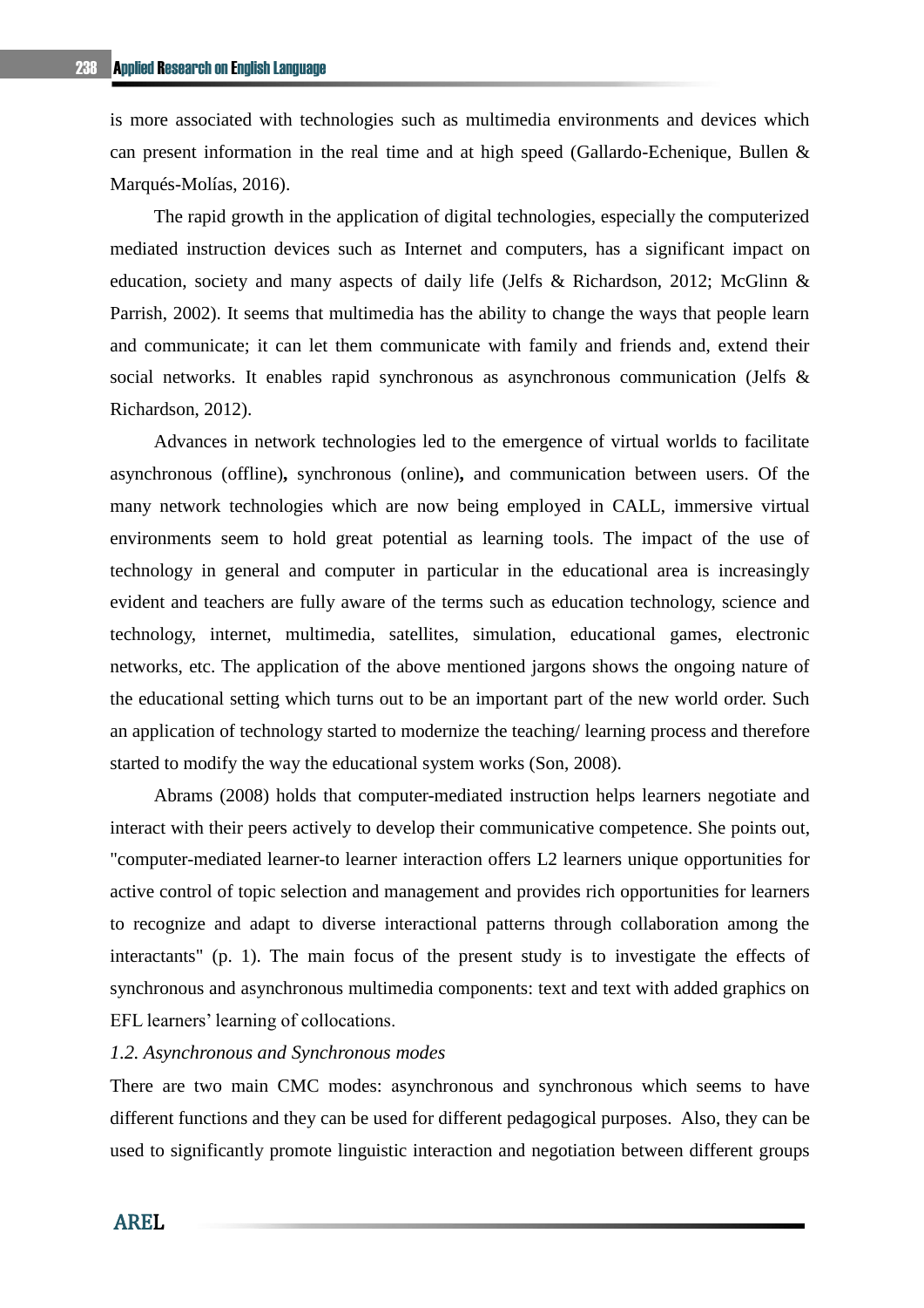is more associated with technologies such as multimedia environments and devices which can present information in the real time and at high speed (Gallardo-Echenique, Bullen & Marqués-Molías, 2016).

The rapid growth in the application of digital technologies, especially the computerized mediated instruction devices such as Internet and computers, has a significant impact on education, society and many aspects of daily life (Jelfs & Richardson, 2012; McGlinn & Parrish, 2002). It seems that multimedia has the ability to change the ways that people learn and communicate; it can let them communicate with family and friends and, extend their social networks. It enables rapid synchronous as asynchronous communication (Jelfs & Richardson, 2012).

Advances in network technologies led to the emergence of virtual worlds to facilitate asynchronous (offline)**,** synchronous (online)**,** and communication between users. Of the many network technologies which are now being employed in CALL, immersive virtual environments seem to hold great potential as learning tools. The impact of the use of technology in general and computer in particular in the educational area is increasingly evident and teachers are fully aware of the terms such as education technology, science and technology, internet, multimedia, satellites, simulation, educational games, electronic networks, etc. The application of the above mentioned jargons shows the ongoing nature of the educational setting which turns out to be an important part of the new world order. Such an application of technology started to modernize the teaching/ learning process and therefore started to modify the way the educational system works (Son, 2008).

Abrams (2008) holds that computer-mediated instruction helps learners negotiate and interact with their peers actively to develop their communicative competence. She points out, "computer-mediated learner-to learner interaction offers L2 learners unique opportunities for active control of topic selection and management and provides rich opportunities for learners to recognize and adapt to diverse interactional patterns through collaboration among the interactants" (p. 1). The main focus of the present study is to investigate the effects of synchronous and asynchronous multimedia components: text and text with added graphics on EFL learners' learning of collocations.

### *1.2. Asynchronous and Synchronous modes*

There are two main CMC modes: asynchronous and synchronous which seems to have different functions and they can be used for different pedagogical purposes. Also, they can be used to significantly promote linguistic interaction and negotiation between different groups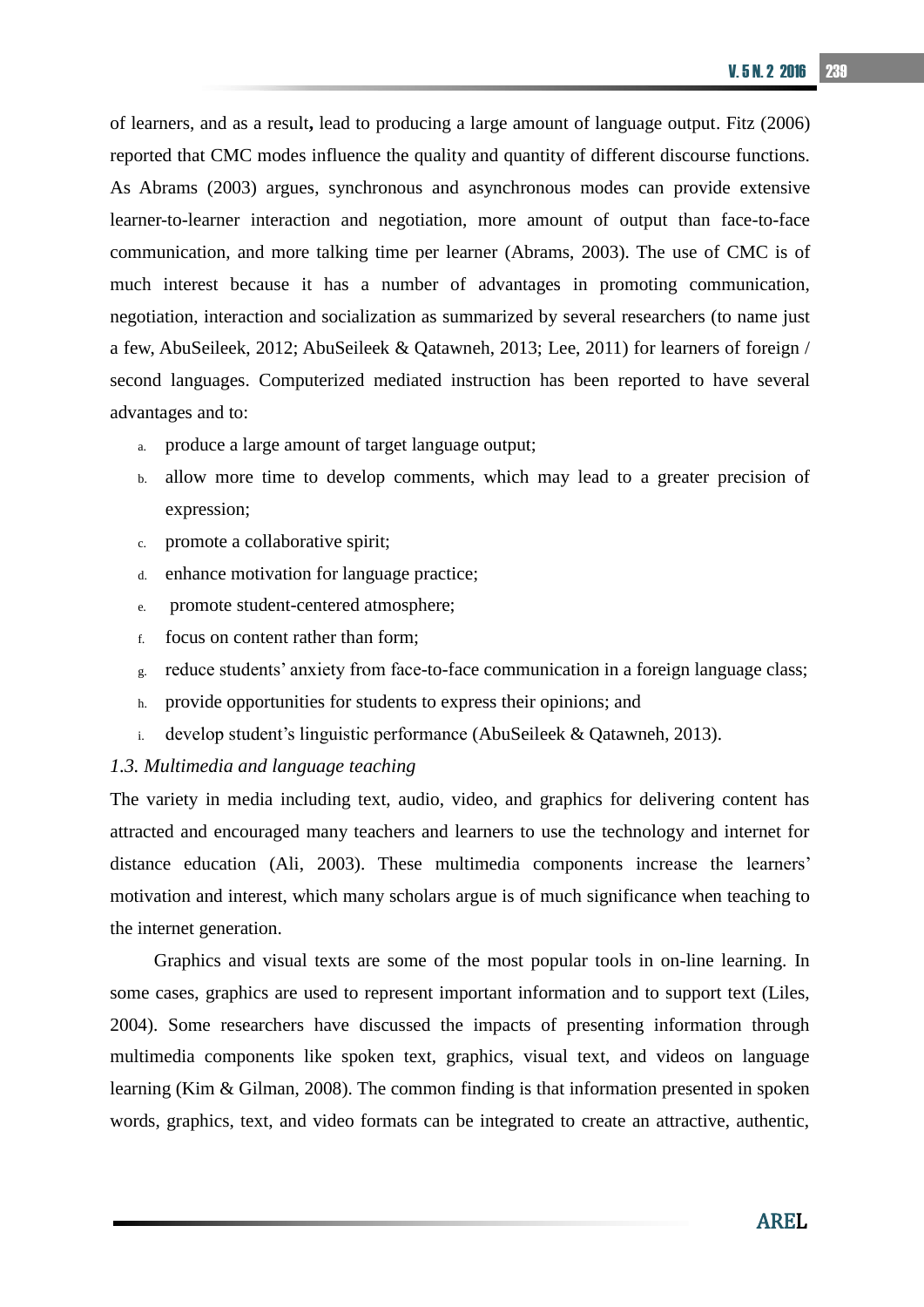of learners, and as a result**,** lead to producing a large amount of language output. Fitz (2006) reported that CMC modes influence the quality and quantity of different discourse functions. As Abrams (2003) argues, synchronous and asynchronous modes can provide extensive learner-to-learner interaction and negotiation, more amount of output than face-to-face communication, and more talking time per learner (Abrams, 2003). The use of CMC is of much interest because it has a number of advantages in promoting communication, negotiation, interaction and socialization as summarized by several researchers (to name just a few, AbuSeileek, 2012; AbuSeileek & Qatawneh, 2013; Lee, 2011) for learners of foreign / second languages. Computerized mediated instruction has been reported to have several advantages and to:

a. produce a large amount of target language output;
b. allow more time to develop comments, which may lead to a greater precision of expression;
c. promote a collaborative spirit;
d. enhance motivation for language practice;
e. promote student-centered atmosphere;
f. focus on content rather than form;
g. reduce students' anxiety from face-to-face communication in a foreign language class;
h. provide opportunities for students to express their opinions; and
i. develop student's linguistic performance (AbuSeileek & Qatawneh, 2013).

### *1.3. Multimedia and language teaching*

The variety in media including text, audio, video, and graphics for delivering content has attracted and encouraged many teachers and learners to use the technology and internet for distance education (Ali, 2003). These multimedia components increase the learners' motivation and interest, which many scholars argue is of much significance when teaching to the internet generation.

Graphics and visual texts are some of the most popular tools in on-line learning. In some cases, graphics are used to represent important information and to support text (Liles, 2004). Some researchers have discussed the impacts of presenting information through multimedia components like spoken text, graphics, visual text, and videos on language learning (Kim & Gilman, 2008). The common finding is that information presented in spoken words, graphics, text, and video formats can be integrated to create an attractive, authentic,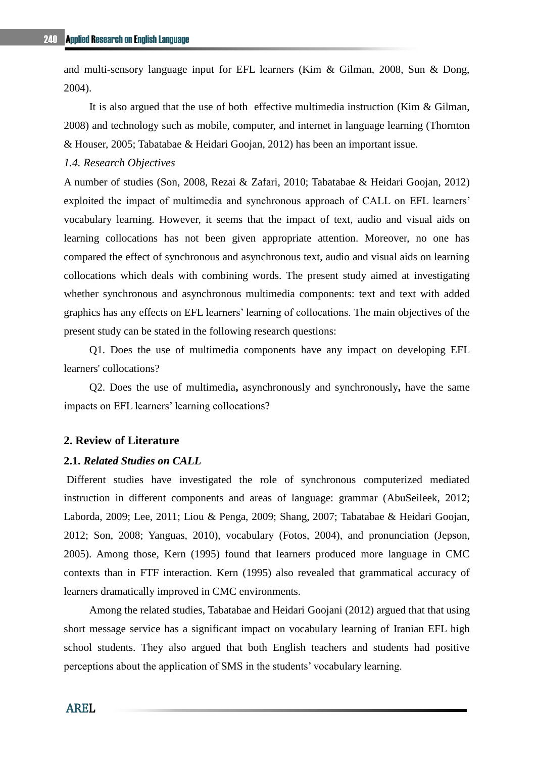and multi-sensory language input for EFL learners (Kim & Gilman, 2008, Sun & Dong, 2004).

It is also argued that the use of both effective multimedia instruction (Kim & Gilman, 2008) and technology such as mobile, computer, and internet in language learning (Thornton & Houser, 2005; Tabatabae & Heidari Goojan, 2012) has been an important issue.

*1.4. Research Objectives*

A number of studies (Son, 2008, Rezai & Zafari, 2010; Tabatabae & Heidari Goojan, 2012) exploited the impact of multimedia and synchronous approach of CALL on EFL learners' vocabulary learning. However, it seems that the impact of text, audio and visual aids on learning collocations has not been given appropriate attention. Moreover, no one has compared the effect of synchronous and asynchronous text, audio and visual aids on learning collocations which deals with combining words. The present study aimed at investigating whether synchronous and asynchronous multimedia components: text and text with added graphics has any effects on EFL learners' learning of collocations. The main objectives of the present study can be stated in the following research questions:

Q1. Does the use of multimedia components have any impact on developing EFL learners' collocations?

Q2. Does the use of multimedia**,** asynchronously and synchronously**,** have the same impacts on EFL learners' learning collocations?

## 2. Review of Literature

### 2.1. *Related Studies on CALL*

Different studies have investigated the role of synchronous computerized mediated instruction in different components and areas of language: grammar (AbuSeileek, 2012; Laborda, 2009; Lee, 2011; Liou & Penga, 2009; Shang, 2007; Tabatabae & Heidari Goojan, 2012; Son, 2008; Yanguas, 2010), vocabulary (Fotos, 2004), and pronunciation (Jepson, 2005). Among those, Kern (1995) found that learners produced more language in CMC contexts than in FTF interaction. Kern (1995) also revealed that grammatical accuracy of learners dramatically improved in CMC environments.

Among the related studies, Tabatabae and Heidari Goojani (2012) argued that that using short message service has a significant impact on vocabulary learning of Iranian EFL high school students. They also argued that both English teachers and students had positive perceptions about the application of SMS in the students' vocabulary learning.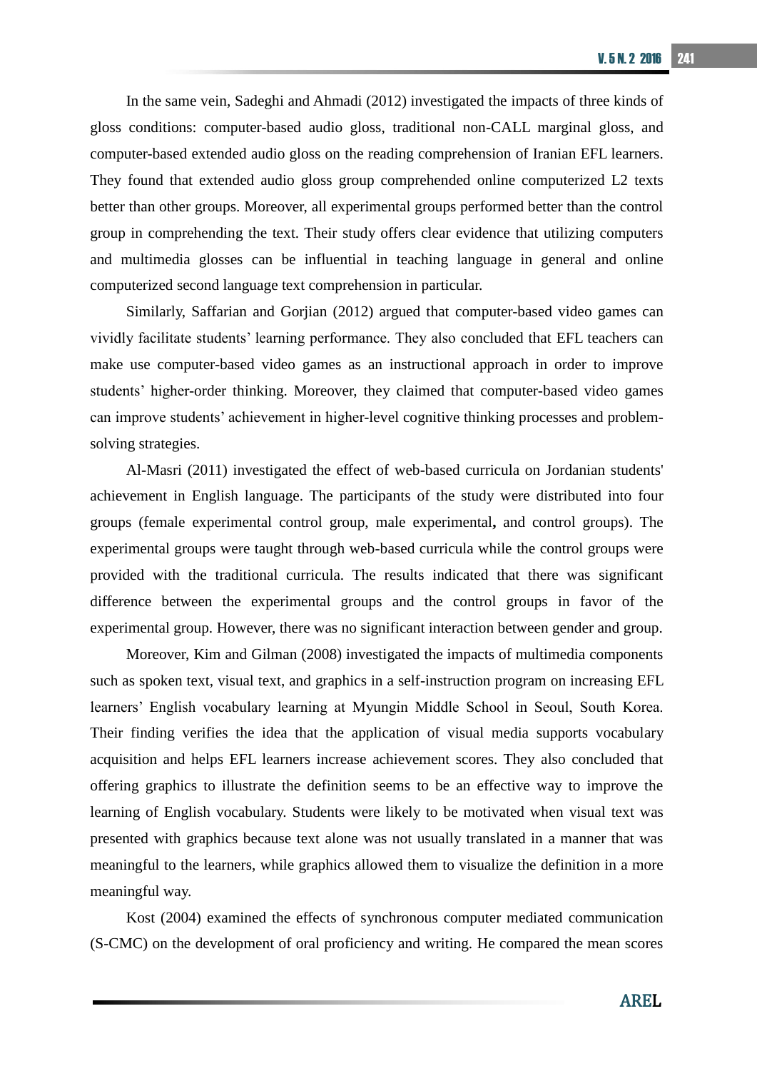In the same vein, Sadeghi and Ahmadi (2012) investigated the impacts of three kinds of gloss conditions: computer-based audio gloss, traditional non-CALL marginal gloss, and computer-based extended audio gloss on the reading comprehension of Iranian EFL learners. They found that extended audio gloss group comprehended online computerized L2 texts better than other groups. Moreover, all experimental groups performed better than the control group in comprehending the text. Their study offers clear evidence that utilizing computers and multimedia glosses can be influential in teaching language in general and online computerized second language text comprehension in particular.

Similarly, Saffarian and Gorjian (2012) argued that computer-based video games can vividly facilitate students' learning performance. They also concluded that EFL teachers can make use computer-based video games as an instructional approach in order to improve students' higher-order thinking. Moreover, they claimed that computer-based video games can improve students' achievement in higher-level cognitive thinking processes and problem-solving strategies.

Al-Masri (2011) investigated the effect of web-based curricula on Jordanian students' achievement in English language. The participants of the study were distributed into four groups (female experimental control group, male experimental**,** and control groups). The experimental groups were taught through web-based curricula while the control groups were provided with the traditional curricula. The results indicated that there was significant difference between the experimental groups and the control groups in favor of the experimental group. However, there was no significant interaction between gender and group.

Moreover, Kim and Gilman (2008) investigated the impacts of multimedia components such as spoken text, visual text, and graphics in a self-instruction program on increasing EFL learners' English vocabulary learning at Myungin Middle School in Seoul, South Korea. Their finding verifies the idea that the application of visual media supports vocabulary acquisition and helps EFL learners increase achievement scores. They also concluded that offering graphics to illustrate the definition seems to be an effective way to improve the learning of English vocabulary. Students were likely to be motivated when visual text was presented with graphics because text alone was not usually translated in a manner that was meaningful to the learners, while graphics allowed them to visualize the definition in a more meaningful way.

Kost (2004) examined the effects of synchronous computer mediated communication (S-CMC) on the development of oral proficiency and writing. He compared the mean scores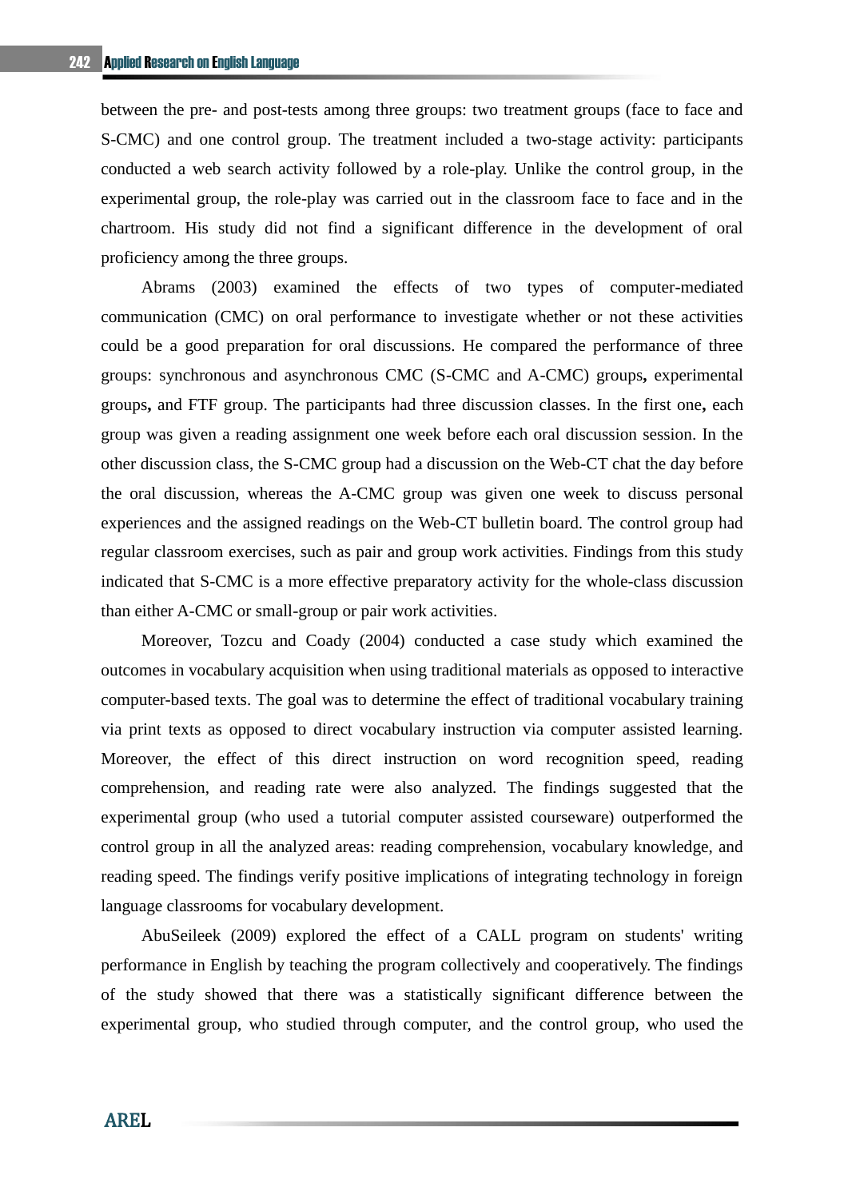between the pre- and post-tests among three groups: two treatment groups (face to face and S-CMC) and one control group. The treatment included a two-stage activity: participants conducted a web search activity followed by a role-play. Unlike the control group, in the experimental group, the role-play was carried out in the classroom face to face and in the chartroom. His study did not find a significant difference in the development of oral proficiency among the three groups.

Abrams (2003) examined the effects of two types of computer-mediated communication (CMC) on oral performance to investigate whether or not these activities could be a good preparation for oral discussions. He compared the performance of three groups: synchronous and asynchronous CMC (S-CMC and A-CMC) groups**,** experimental groups**,** and FTF group. The participants had three discussion classes. In the first one**,** each group was given a reading assignment one week before each oral discussion session. In the other discussion class, the S-CMC group had a discussion on the Web-CT chat the day before the oral discussion, whereas the A-CMC group was given one week to discuss personal experiences and the assigned readings on the Web-CT bulletin board. The control group had regular classroom exercises, such as pair and group work activities. Findings from this study indicated that S-CMC is a more effective preparatory activity for the whole-class discussion than either A-CMC or small-group or pair work activities.

Moreover, Tozcu and Coady (2004) conducted a case study which examined the outcomes in vocabulary acquisition when using traditional materials as opposed to interactive computer-based texts. The goal was to determine the effect of traditional vocabulary training via print texts as opposed to direct vocabulary instruction via computer assisted learning. Moreover, the effect of this direct instruction on word recognition speed, reading comprehension, and reading rate were also analyzed. The findings suggested that the experimental group (who used a tutorial computer assisted courseware) outperformed the control group in all the analyzed areas: reading comprehension, vocabulary knowledge, and reading speed. The findings verify positive implications of integrating technology in foreign language classrooms for vocabulary development.

AbuSeileek (2009) explored the effect of a CALL program on students' writing performance in English by teaching the program collectively and cooperatively. The findings of the study showed that there was a statistically significant difference between the experimental group, who studied through computer, and the control group, who used the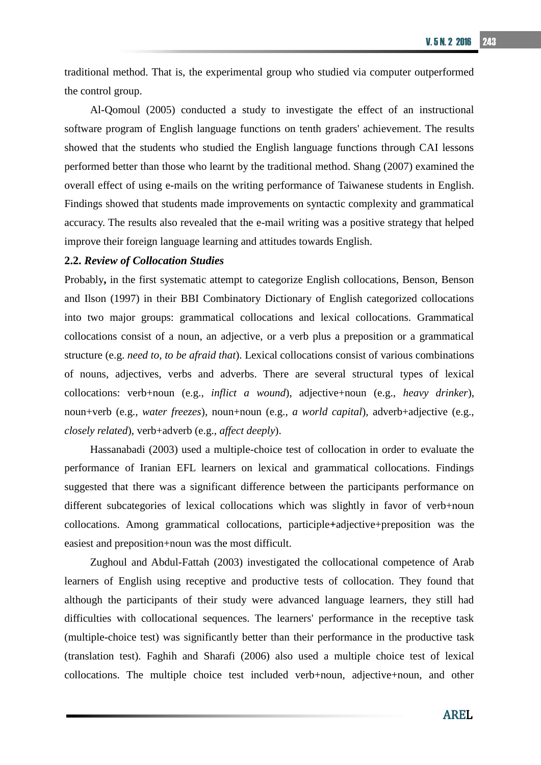traditional method. That is, the experimental group who studied via computer outperformed the control group.

Al-Qomoul (2005) conducted a study to investigate the effect of an instructional software program of English language functions on tenth graders' achievement. The results showed that the students who studied the English language functions through CAI lessons performed better than those who learnt by the traditional method. Shang (2007) examined the overall effect of using e-mails on the writing performance of Taiwanese students in English. Findings showed that students made improvements on syntactic complexity and grammatical accuracy. The results also revealed that the e-mail writing was a positive strategy that helped improve their foreign language learning and attitudes towards English.

### 2.2. *Review of Collocation Studies*

Probably**,** in the first systematic attempt to categorize English collocations, Benson, Benson and Ilson (1997) in their BBI Combinatory Dictionary of English categorized collocations into two major groups: grammatical collocations and lexical collocations. Grammatical collocations consist of a noun, an adjective, or a verb plus a preposition or a grammatical structure (e.g. *need to, to be afraid that*). Lexical collocations consist of various combinations of nouns, adjectives, verbs and adverbs. There are several structural types of lexical collocations: verb+noun (e.g., *inflict a wound*), adjective+noun (e.g., *heavy drinker*), noun+verb (e.g., *water freezes*), noun+noun (e.g., *a world capital*), adverb+adjective (e.g., *closely related*), verb+adverb (e.g., *affect deeply*).

Hassanabadi (2003) used a multiple-choice test of collocation in order to evaluate the performance of Iranian EFL learners on lexical and grammatical collocations. Findings suggested that there was a significant difference between the participants performance on different subcategories of lexical collocations which was slightly in favor of verb+noun collocations. Among grammatical collocations, participle**+**adjective+preposition was the easiest and preposition+noun was the most difficult.

Zughoul and Abdul-Fattah (2003) investigated the collocational competence of Arab learners of English using receptive and productive tests of collocation. They found that although the participants of their study were advanced language learners, they still had difficulties with collocational sequences. The learners' performance in the receptive task (multiple-choice test) was significantly better than their performance in the productive task (translation test). Faghih and Sharafi (2006) also used a multiple choice test of lexical collocations. The multiple choice test included verb+noun, adjective+noun, and other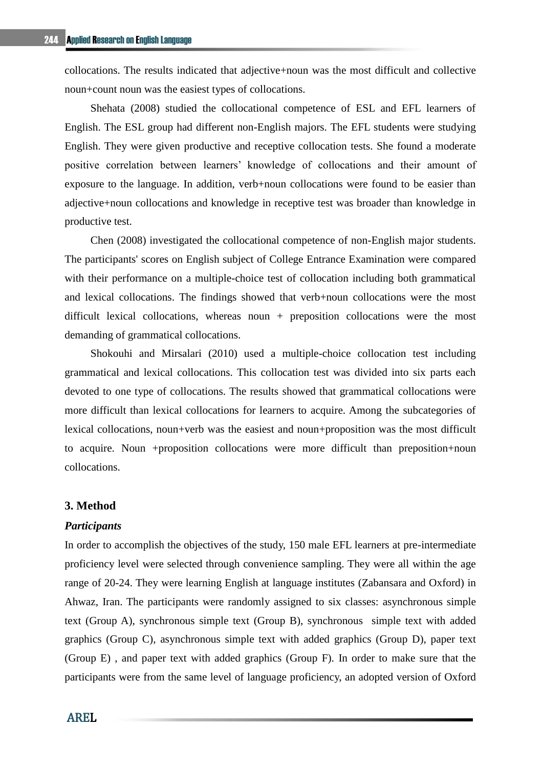collocations. The results indicated that adjective+noun was the most difficult and collective noun+count noun was the easiest types of collocations.

Shehata (2008) studied the collocational competence of ESL and EFL learners of English. The ESL group had different non-English majors. The EFL students were studying English. They were given productive and receptive collocation tests. She found a moderate positive correlation between learners' knowledge of collocations and their amount of exposure to the language. In addition, verb+noun collocations were found to be easier than adjective+noun collocations and knowledge in receptive test was broader than knowledge in productive test.

Chen (2008) investigated the collocational competence of non-English major students. The participants' scores on English subject of College Entrance Examination were compared with their performance on a multiple-choice test of collocation including both grammatical and lexical collocations. The findings showed that verb+noun collocations were the most difficult lexical collocations, whereas noun + preposition collocations were the most demanding of grammatical collocations.

Shokouhi and Mirsalari (2010) used a multiple-choice collocation test including grammatical and lexical collocations. This collocation test was divided into six parts each devoted to one type of collocations. The results showed that grammatical collocations were more difficult than lexical collocations for learners to acquire. Among the subcategories of lexical collocations, noun+verb was the easiest and noun+proposition was the most difficult to acquire. Noun +proposition collocations were more difficult than preposition+noun collocations.

## 3. Method

### *Participants*

In order to accomplish the objectives of the study, 150 male EFL learners at pre-intermediate proficiency level were selected through convenience sampling. They were all within the age range of 20-24. They were learning English at language institutes (Zabansara and Oxford) in Ahwaz, Iran. The participants were randomly assigned to six classes: asynchronous simple text (Group A), synchronous simple text (Group B), synchronous simple text with added graphics (Group C), asynchronous simple text with added graphics (Group D), paper text (Group E) , and paper text with added graphics (Group F). In order to make sure that the participants were from the same level of language proficiency, an adopted version of Oxford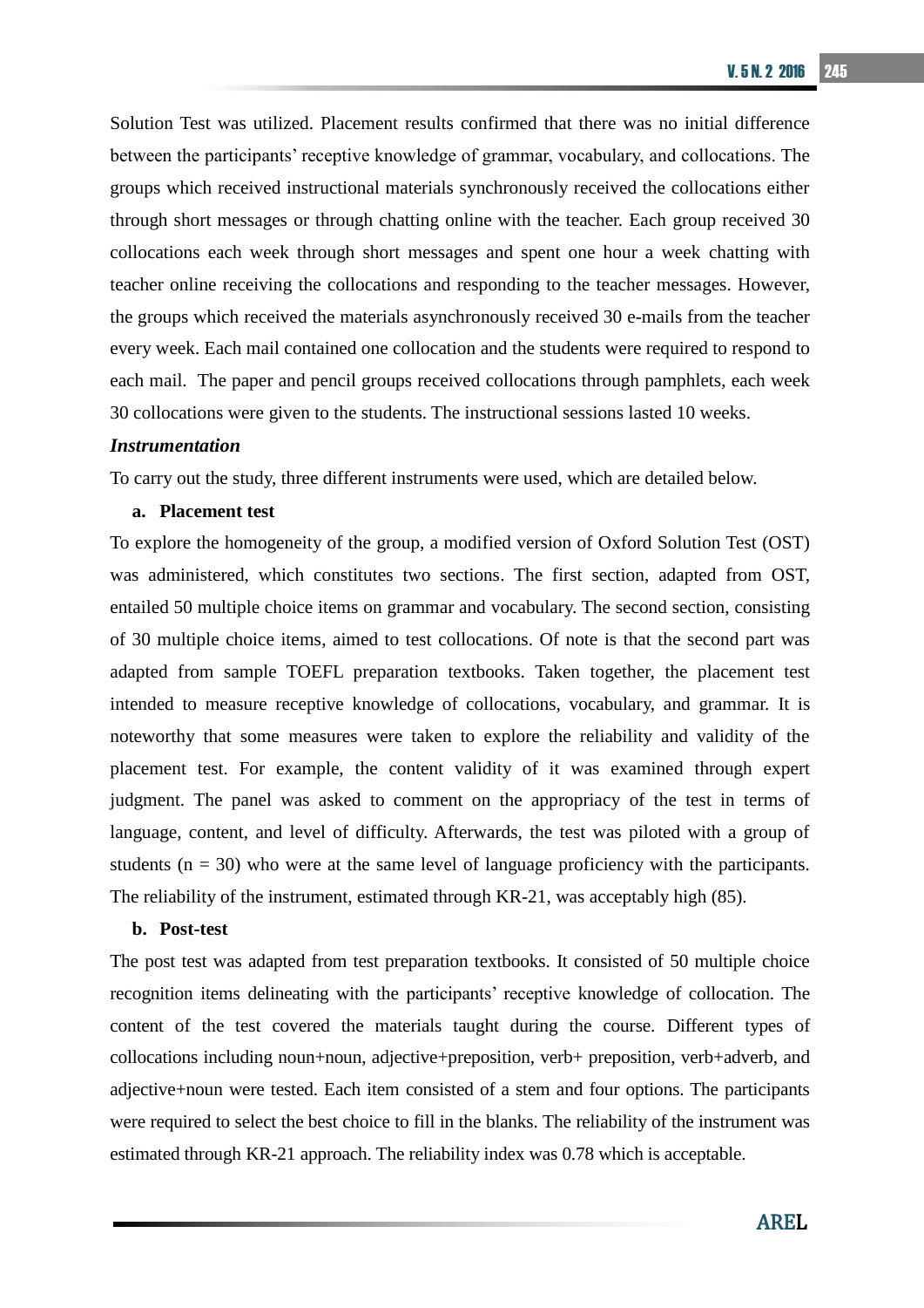Solution Test was utilized. Placement results confirmed that there was no initial difference between the participants' receptive knowledge of grammar, vocabulary, and collocations. The groups which received instructional materials synchronously received the collocations either through short messages or through chatting online with the teacher. Each group received 30 collocations each week through short messages and spent one hour a week chatting with teacher online receiving the collocations and responding to the teacher messages. However, the groups which received the materials asynchronously received 30 e-mails from the teacher every week. Each mail contained one collocation and the students were required to respond to each mail. The paper and pencil groups received collocations through pamphlets, each week 30 collocations were given to the students. The instructional sessions lasted 10 weeks.

***Instrumentation***

To carry out the study, three different instruments were used, which are detailed below.

**a. Placement test**

To explore the homogeneity of the group, a modified version of Oxford Solution Test (OST) was administered, which constitutes two sections. The first section, adapted from OST, entailed 50 multiple choice items on grammar and vocabulary. The second section, consisting of 30 multiple choice items, aimed to test collocations. Of note is that the second part was adapted from sample TOEFL preparation textbooks. Taken together, the placement test intended to measure receptive knowledge of collocations, vocabulary, and grammar. It is noteworthy that some measures were taken to explore the reliability and validity of the placement test. For example, the content validity of it was examined through expert judgment. The panel was asked to comment on the appropriacy of the test in terms of language, content, and level of difficulty. Afterwards, the test was piloted with a group of students ($n = 30$) who were at the same level of language proficiency with the participants. The reliability of the instrument, estimated through KR-21, was acceptably high (85).

**b. Post-test**

The post test was adapted from test preparation textbooks. It consisted of 50 multiple choice recognition items delineating with the participants' receptive knowledge of collocation. The content of the test covered the materials taught during the course. Different types of collocations including noun+noun, adjective+preposition, verb+ preposition, verb+adverb, and adjective+noun were tested. Each item consisted of a stem and four options. The participants were required to select the best choice to fill in the blanks. The reliability of the instrument was estimated through KR-21 approach. The reliability index was 0.78 which is acceptable.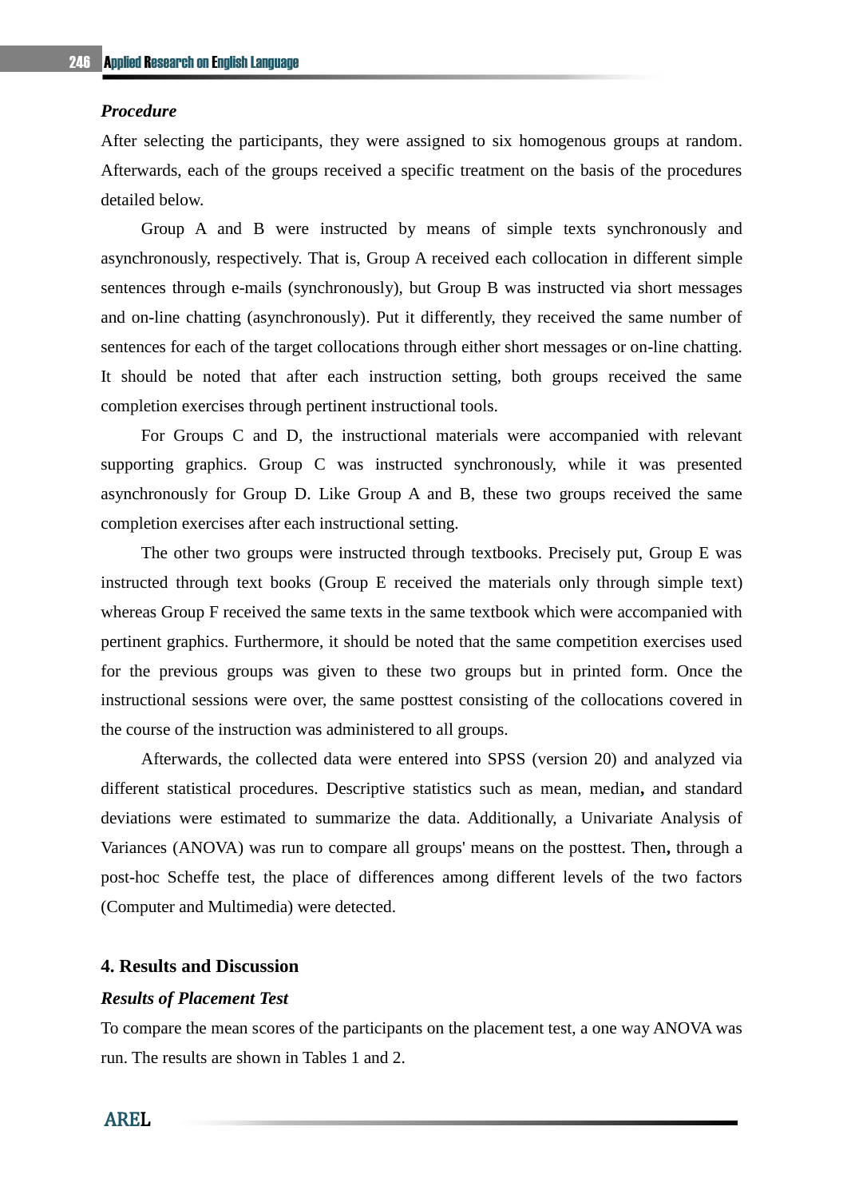***Procedure***

After selecting the participants, they were assigned to six homogenous groups at random. Afterwards, each of the groups received a specific treatment on the basis of the procedures detailed below.

Group A and B were instructed by means of simple texts synchronously and asynchronously, respectively. That is, Group A received each collocation in different simple sentences through e-mails (synchronously), but Group B was instructed via short messages and on-line chatting (asynchronously). Put it differently, they received the same number of sentences for each of the target collocations through either short messages or on-line chatting. It should be noted that after each instruction setting, both groups received the same completion exercises through pertinent instructional tools.

For Groups C and D, the instructional materials were accompanied with relevant supporting graphics. Group C was instructed synchronously, while it was presented asynchronously for Group D. Like Group A and B, these two groups received the same completion exercises after each instructional setting.

The other two groups were instructed through textbooks. Precisely put, Group E was instructed through text books (Group E received the materials only through simple text) whereas Group F received the same texts in the same textbook which were accompanied with pertinent graphics. Furthermore, it should be noted that the same competition exercises used for the previous groups was given to these two groups but in printed form. Once the instructional sessions were over, the same posttest consisting of the collocations covered in the course of the instruction was administered to all groups.

Afterwards, the collected data were entered into SPSS (version 20) and analyzed via different statistical procedures. Descriptive statistics such as mean, median**,** and standard deviations were estimated to summarize the data. Additionally, a Univariate Analysis of Variances (ANOVA) was run to compare all groups' means on the posttest. Then**,** through a post-hoc Scheffe test, the place of differences among different levels of the two factors (Computer and Multimedia) were detected.

## 4. Results and Discussion

***Results of Placement Test***

To compare the mean scores of the participants on the placement test, a one way ANOVA was run. The results are shown in Tables 1 and 2.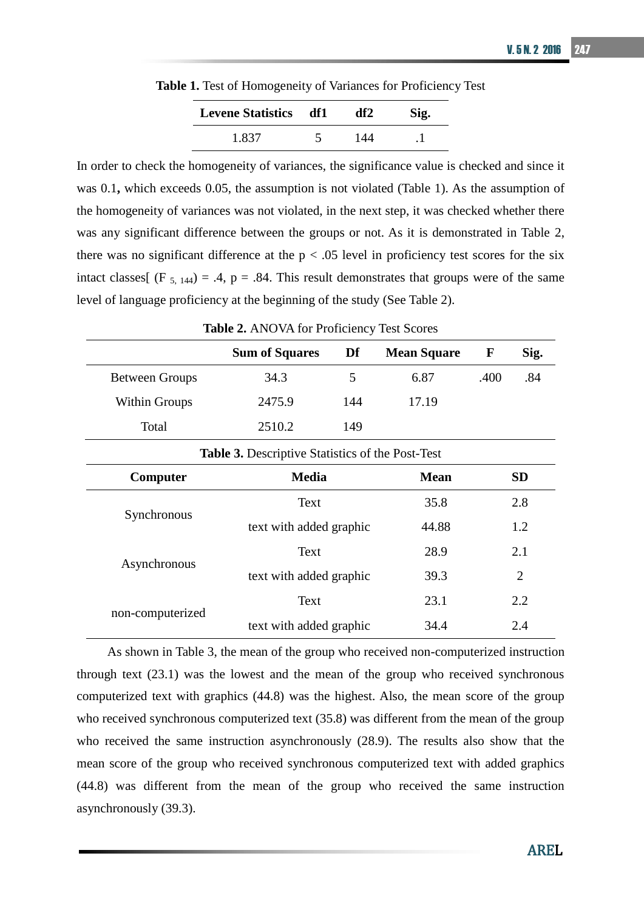**Table 1.** Test of Homogeneity of Variances for Proficiency Test

| Levene Statistics | df1 | df2 | Sig. |
|---|---|---|---|
| 1.837 | 5 | 144 | .1 |

In order to check the homogeneity of variances, the significance value is checked and since it was 0.1**,** which exceeds 0.05, the assumption is not violated (Table 1). As the assumption of the homogeneity of variances was not violated, in the next step, it was checked whether there was any significant difference between the groups or not. As it is demonstrated in Table 2, there was no significant difference at the $p < .05$ level in proficiency test scores for the six intact classes[ $(F_{5, 144}) = .4$, $p = .84$. This result demonstrates that groups were of the same level of language proficiency at the beginning of the study (See Table 2).

**Table 2.** ANOVA for Proficiency Test Scores

| | Sum of Squares | Df | Mean Square | F | Sig. |
|---|---|---|---|---|---|
| Between Groups | 34.3 | 5 | 6.87 | .400 | .84 |
| Within Groups | 2475.9 | 144 | 17.19 | | |
| Total | 2510.2 | 149 | | | |

**Table 3.** Descriptive Statistics of the Post-Test

| Computer | Media | Mean | SD |
|---|---|---|---|
| Synchronous | Text | 35.8 | 2.8 |
| | text with added graphic | 44.88 | 1.2 |
| Asynchronous | Text | 28.9 | 2.1 |
| | text with added graphic | 39.3 | 2 |
| non-computerized | Text | 23.1 | 2.2 |
| | text with added graphic | 34.4 | 2.4 |

As shown in Table 3, the mean of the group who received non-computerized instruction through text (23.1) was the lowest and the mean of the group who received synchronous computerized text with graphics (44.8) was the highest. Also, the mean score of the group who received synchronous computerized text (35.8) was different from the mean of the group who received the same instruction asynchronously (28.9). The results also show that the mean score of the group who received synchronous computerized text with added graphics (44.8) was different from the mean of the group who received the same instruction asynchronously (39.3).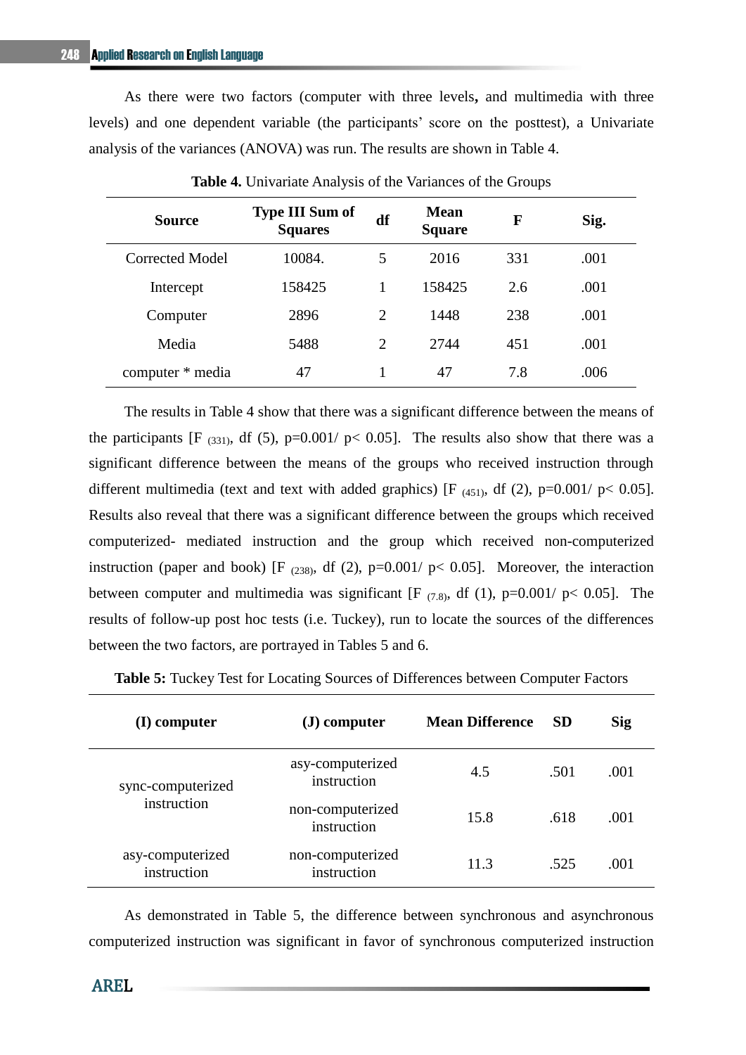As there were two factors (computer with three levels**,** and multimedia with three levels) and one dependent variable (the participants' score on the posttest), a Univariate analysis of the variances (ANOVA) was run. The results are shown in Table 4.

**Table 4.** Univariate Analysis of the Variances of the Groups

| Source | Type III Sum of Squares | df | Mean Square | F | Sig. |
|---|---|---|---|---|---|
| Corrected Model | 10084. | 5 | 2016 | 331 | .001 |
| Intercept | 158425 | 1 | 158425 | 2.6 | .001 |
| Computer | 2896 | 2 | 1448 | 238 | .001 |
| Media | 5488 | 2 | 2744 | 451 | .001 |
| computer * media | 47 | 1 | 47 | 7.8 | .006 |

The results in Table 4 show that there was a significant difference between the means of the participants [$F_{(331)}$, df (5), p=0.001/ $p< 0.05$]. The results also show that there was a significant difference between the means of the groups who received instruction through different multimedia (text and text with added graphics) [$F_{(451)}$, df (2), p=0.001/ $p< 0.05$]. Results also reveal that there was a significant difference between the groups which received computerized- mediated instruction and the group which received non-computerized instruction (paper and book) [$F_{(238)}$, df (2), p=0.001/ $p< 0.05$]. Moreover, the interaction between computer and multimedia was significant [$F_{(7.8)}$, df (1), p=0.001/ $p< 0.05$]. The results of follow-up post hoc tests (i.e. Tuckey), run to locate the sources of the differences between the two factors, are portrayed in Tables 5 and 6.

**Table 5:** Tuckey Test for Locating Sources of Differences between Computer Factors

| (I) computer | (J) computer | Mean Difference | SD | Sig |
|---|---|---|---|---|
| sync-computerized instruction | asy-computerized instruction | 4.5 | .501 | .001 |
| | non-computerized instruction | 15.8 | .618 | .001 |
| asy-computerized instruction | non-computerized instruction | 11.3 | .525 | .001 |

As demonstrated in Table 5, the difference between synchronous and asynchronous computerized instruction was significant in favor of synchronous computerized instruction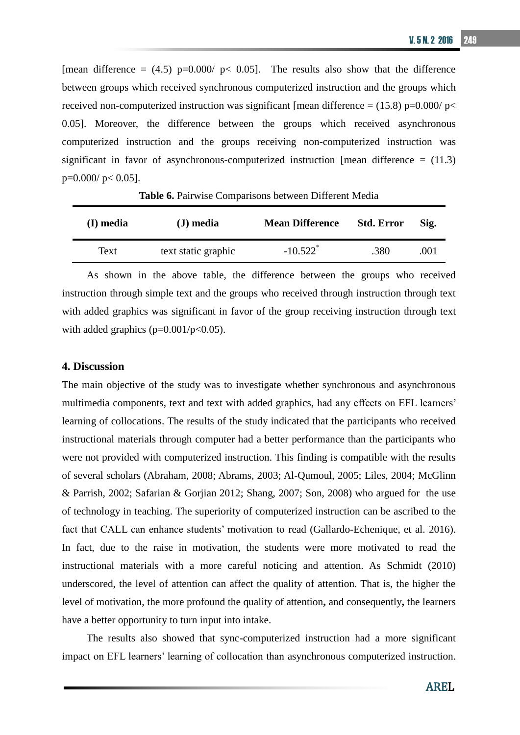[mean difference = (4.5) p=0.000/ p< 0.05]. The results also show that the difference between groups which received synchronous computerized instruction and the groups which received non-computerized instruction was significant [mean difference = (15.8) p=0.000/ p< 0.05]. Moreover, the difference between the groups which received asynchronous computerized instruction and the groups receiving non-computerized instruction was significant in favor of asynchronous-computerized instruction [mean difference = (11.3) p=0.000/ p< 0.05].

**Table 6.** Pairwise Comparisons between Different Media

| (I) media | (J) media | Mean Difference | Std. Error | Sig. |
|---|---|---|---|---|
| Text | text static graphic | -10.522* | .380 | .001 |

As shown in the above table, the difference between the groups who received instruction through simple text and the groups who received through instruction through text with added graphics was significant in favor of the group receiving instruction through text with added graphics (p=0.001/p<0.05).

## 4. Discussion

The main objective of the study was to investigate whether synchronous and asynchronous multimedia components, text and text with added graphics, had any effects on EFL learners' learning of collocations. The results of the study indicated that the participants who received instructional materials through computer had a better performance than the participants who were not provided with computerized instruction. This finding is compatible with the results of several scholars (Abraham, 2008; Abrams, 2003; Al-Qumoul, 2005; Liles, 2004; McGlinn & Parrish, 2002; Safarian & Gorjian 2012; Shang, 2007; Son, 2008) who argued for the use of technology in teaching. The superiority of computerized instruction can be ascribed to the fact that CALL can enhance students' motivation to read (Gallardo-Echenique, et al. 2016). In fact, due to the raise in motivation, the students were more motivated to read the instructional materials with a more careful noticing and attention. As Schmidt (2010) underscored, the level of attention can affect the quality of attention. That is, the higher the level of motivation, the more profound the quality of attention**,** and consequently**,** the learners have a better opportunity to turn input into intake.

The results also showed that sync-computerized instruction had a more significant impact on EFL learners' learning of collocation than asynchronous computerized instruction.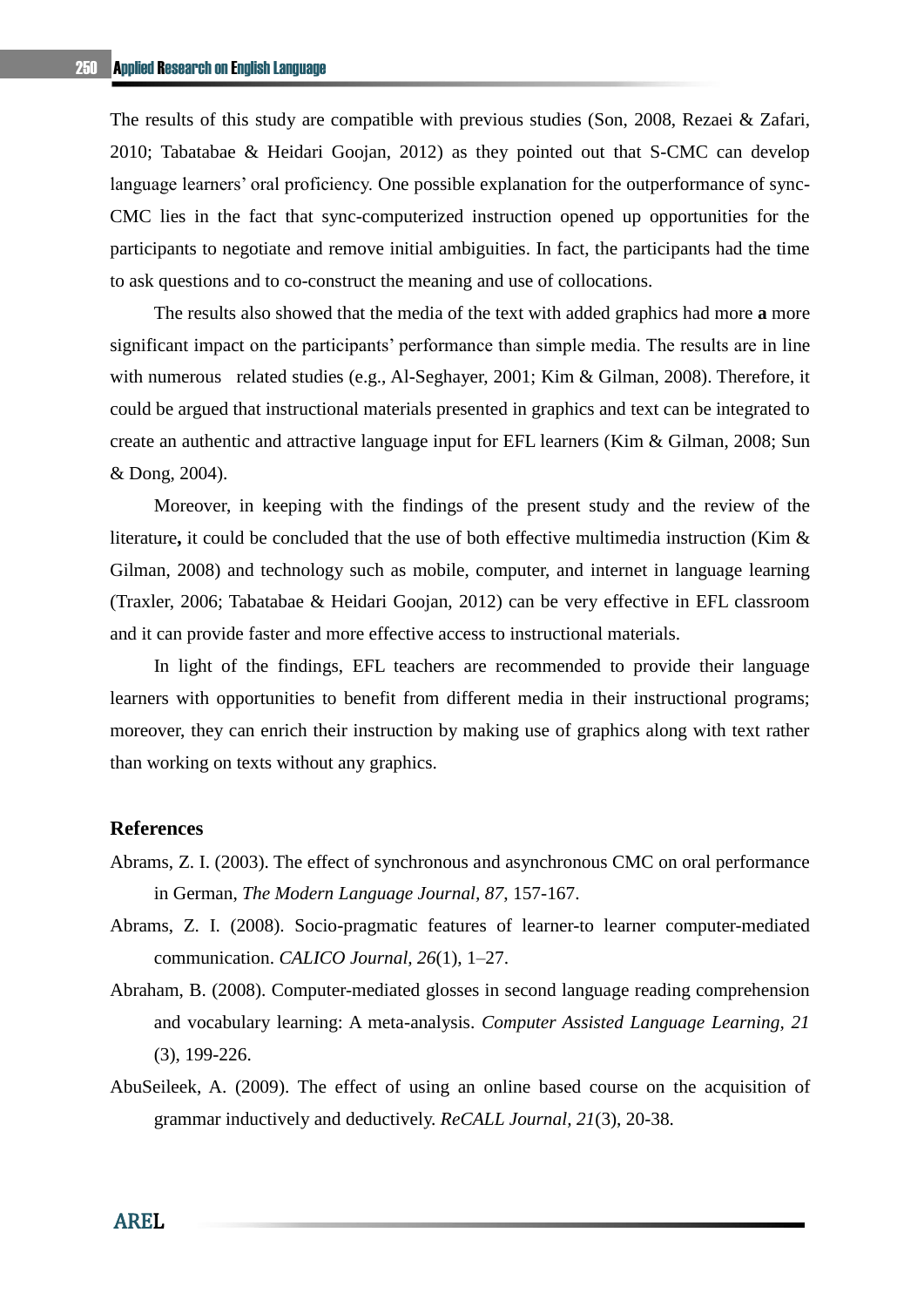The results of this study are compatible with previous studies (Son, 2008, Rezaei & Zafari, 2010; Tabatabae & Heidari Goojan, 2012) as they pointed out that S-CMC can develop language learners' oral proficiency. One possible explanation for the outperformance of sync-CMC lies in the fact that sync-computerized instruction opened up opportunities for the participants to negotiate and remove initial ambiguities. In fact, the participants had the time to ask questions and to co-construct the meaning and use of collocations.

The results also showed that the media of the text with added graphics had more **a** more significant impact on the participants' performance than simple media. The results are in line with numerous related studies (e.g., Al-Seghayer, 2001; Kim & Gilman, 2008). Therefore, it could be argued that instructional materials presented in graphics and text can be integrated to create an authentic and attractive language input for EFL learners (Kim & Gilman, 2008; Sun & Dong, 2004).

Moreover, in keeping with the findings of the present study and the review of the literature**,** it could be concluded that the use of both effective multimedia instruction (Kim & Gilman, 2008) and technology such as mobile, computer, and internet in language learning (Traxler, 2006; Tabatabae & Heidari Goojan, 2012) can be very effective in EFL classroom and it can provide faster and more effective access to instructional materials.

In light of the findings, EFL teachers are recommended to provide their language learners with opportunities to benefit from different media in their instructional programs; moreover, they can enrich their instruction by making use of graphics along with text rather than working on texts without any graphics.

## References

Abrams, Z. I. (2003). The effect of synchronous and asynchronous CMC on oral performance in German, *The Modern Language Journal, 87,* 157-167.

Abrams, Z. I. (2008). Socio-pragmatic features of learner-to learner computer-mediated communication. *CALICO Journal, 26*(1), 1–27.

Abraham, B. (2008). Computer-mediated glosses in second language reading comprehension and vocabulary learning: A meta-analysis. *Computer Assisted Language Learning, 21* (3), 199-226.

AbuSeileek, A. (2009). The effect of using an online based course on the acquisition of grammar inductively and deductively. *ReCALL Journal, 21*(3), 20-38.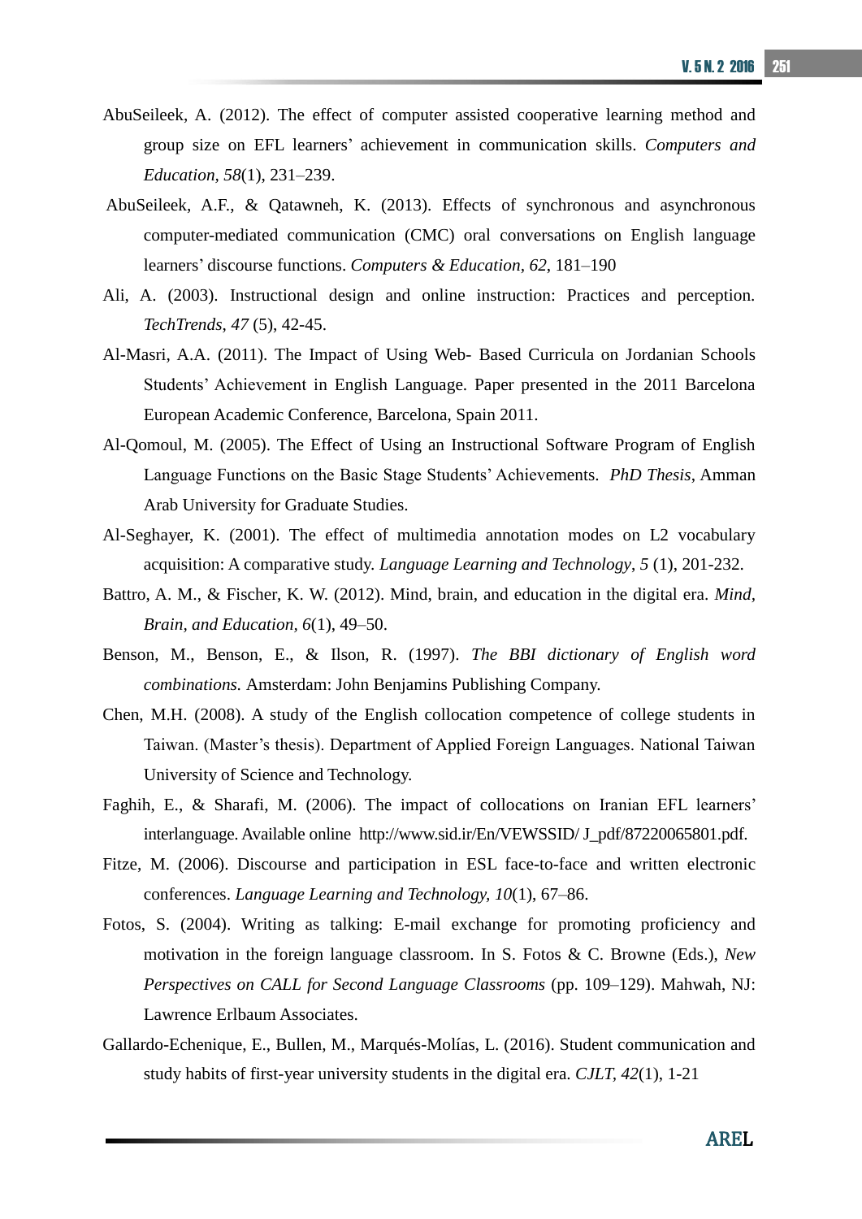AbuSeileek, A. (2012). The effect of computer assisted cooperative learning method and group size on EFL learners' achievement in communication skills. *Computers and Education, 58*(1), 231–239.

AbuSeileek, A.F., & Qatawneh, K. (2013). Effects of synchronous and asynchronous computer-mediated communication (CMC) oral conversations on English language learners' discourse functions. *Computers & Education, 62*, 181–190

Ali, A. (2003). Instructional design and online instruction: Practices and perception. *TechTrends, 47* (5), 42-45.

Al-Masri, A.A. (2011). The Impact of Using Web- Based Curricula on Jordanian Schools Students' Achievement in English Language. Paper presented in the 2011 Barcelona European Academic Conference, Barcelona, Spain 2011.

Al-Qomoul, M. (2005). The Effect of Using an Instructional Software Program of English Language Functions on the Basic Stage Students' Achievements. *PhD Thesis*, Amman Arab University for Graduate Studies.

Al-Seghayer, K. (2001). The effect of multimedia annotation modes on L2 vocabulary acquisition: A comparative study. *Language Learning and Technology, 5* (1), 201-232.

Battro, A. M., & Fischer, K. W. (2012). Mind, brain, and education in the digital era. *Mind, Brain, and Education, 6*(1), 49–50.

Benson, M., Benson, E., & Ilson, R. (1997). *The BBI dictionary of English word combinations.* Amsterdam: John Benjamins Publishing Company.

Chen, M.H. (2008). A study of the English collocation competence of college students in Taiwan. (Master's thesis). Department of Applied Foreign Languages. National Taiwan University of Science and Technology.

Faghih, E., & Sharafi, M. (2006). The impact of collocations on Iranian EFL learners' interlanguage. Available online http://www.sid.ir/En/VEWSSID/ J_pdf/87220065801.pdf.

Fitze, M. (2006). Discourse and participation in ESL face-to-face and written electronic conferences. *Language Learning and Technology, 10*(1), 67–86.

Fotos, S. (2004). Writing as talking: E-mail exchange for promoting proficiency and motivation in the foreign language classroom. In S. Fotos & C. Browne (Eds.), *New Perspectives on CALL for Second Language Classrooms* (pp. 109–129). Mahwah, NJ: Lawrence Erlbaum Associates.

Gallardo-Echenique, E., Bullen, M., Marqués-Molías, L. (2016). Student communication and study habits of first-year university students in the digital era. *CJLT, 42*(1), 1-21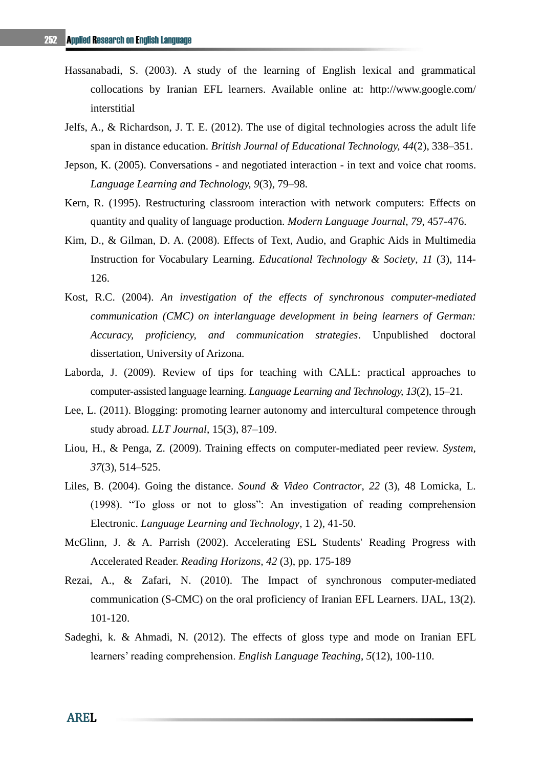Hassanabadi, S. (2003). A study of the learning of English lexical and grammatical collocations by Iranian EFL learners. Available online at: http://www.google.com/ interstitial

Jelfs, A., & Richardson, J. T. E. (2012). The use of digital technologies across the adult life span in distance education. *British Journal of Educational Technology, 44*(2), 338–351.

Jepson, K. (2005). Conversations - and negotiated interaction - in text and voice chat rooms. *Language Learning and Technology, 9*(3), 79–98.

Kern, R. (1995). Restructuring classroom interaction with network computers: Effects on quantity and quality of language production. *Modern Language Journal*, *79*, 457-476.

Kim, D., & Gilman, D. A. (2008). Effects of Text, Audio, and Graphic Aids in Multimedia Instruction for Vocabulary Learning. *Educational Technology & Society*, *11* (3), 114-126.

Kost, R.C. (2004). *An investigation of the effects of synchronous computer-mediated communication (CMC) on interlanguage development in being learners of German: Accuracy, proficiency, and communication strategies*. Unpublished doctoral dissertation, University of Arizona.

Laborda, J. (2009). Review of tips for teaching with CALL: practical approaches to computer-assisted language learning. *Language Learning and Technology, 13*(2), 15–21.

Lee, L. (2011). Blogging: promoting learner autonomy and intercultural competence through study abroad. *LLT Journal*, 15(3), 87–109.

Liou, H., & Penga, Z. (2009). Training effects on computer-mediated peer review. *System, 37*(3), 514–525.

Liles, B. (2004). Going the distance. *Sound & Video Contractor*, *22* (3), 48 Lomicka, L. (1998). "To gloss or not to gloss": An investigation of reading comprehension Electronic. *Language Learning and Technology*, 1 2), 41-50.

McGlinn, J. & A. Parrish (2002). Accelerating ESL Students' Reading Progress with Accelerated Reader. *Reading Horizons, 42* (3), pp. 175-189

Rezai, A., & Zafari, N. (2010). The Impact of synchronous computer-mediated communication (S-CMC) on the oral proficiency of Iranian EFL Learners. IJAL, 13(2). 101-120.

Sadeghi, k. & Ahmadi, N. (2012). The effects of gloss type and mode on Iranian EFL learners' reading comprehension. *English Language Teaching*, *5*(12), 100-110.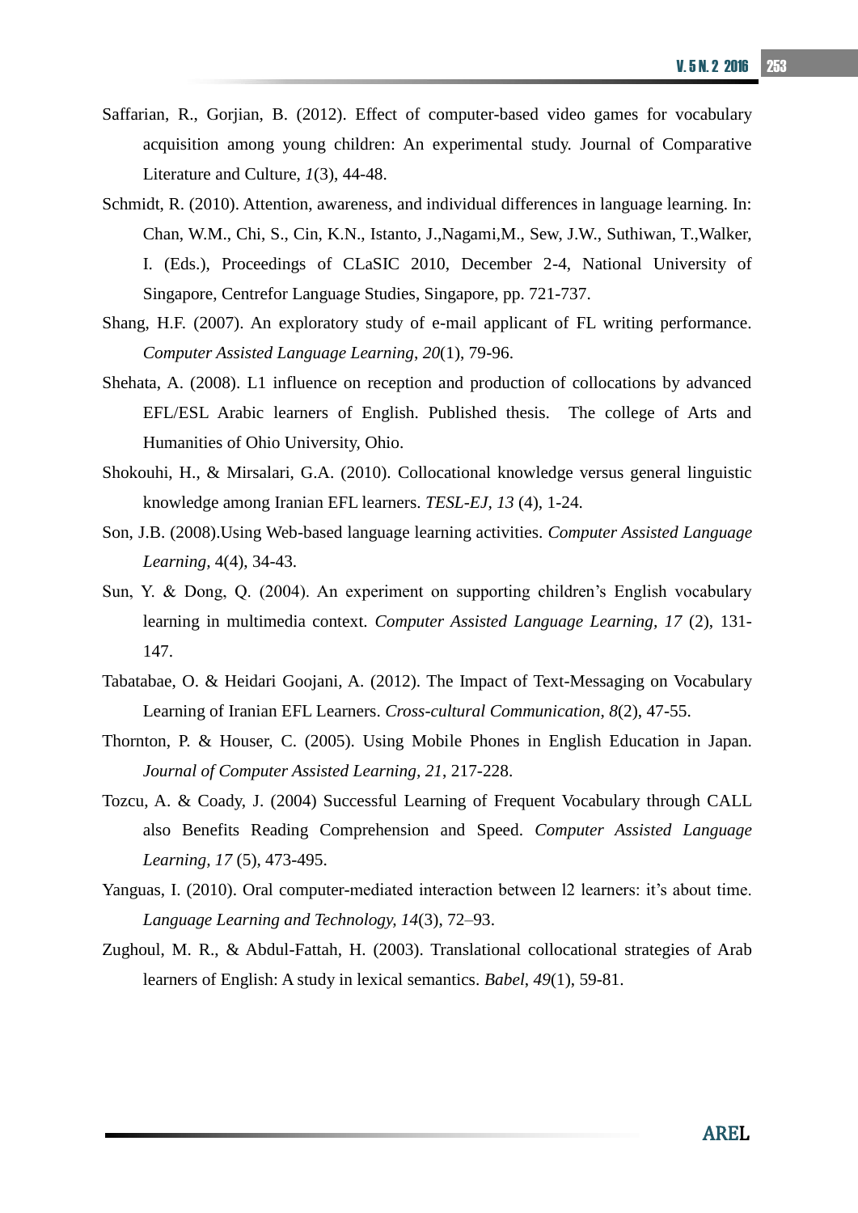Saffarian, R., Gorjian, B. (2012). Effect of computer-based video games for vocabulary acquisition among young children: An experimental study. Journal of Comparative Literature and Culture, *1*(3), 44-48.

Schmidt, R. (2010). Attention, awareness, and individual differences in language learning. In: Chan, W.M., Chi, S., Cin, K.N., Istanto, J.,Nagami,M., Sew, J.W., Suthiwan, T.,Walker, I. (Eds.), Proceedings of CLaSIC 2010, December 2-4, National University of Singapore, Centrefor Language Studies, Singapore, pp. 721-737.

Shang, H.F. (2007). An exploratory study of e-mail applicant of FL writing performance. *Computer Assisted Language Learning*, *20*(1), 79-96.

Shehata, A. (2008). L1 influence on reception and production of collocations by advanced EFL/ESL Arabic learners of English. Published thesis. The college of Arts and Humanities of Ohio University, Ohio.

Shokouhi, H., & Mirsalari, G.A. (2010). Collocational knowledge versus general linguistic knowledge among Iranian EFL learners. *TESL-EJ*, *13* (4), 1-24.

Son, J.B. (2008).Using Web-based language learning activities. *Computer Assisted Language Learning,* 4(4), 34-43.

Sun, Y. & Dong, Q. (2004). An experiment on supporting children's English vocabulary learning in multimedia context. *Computer Assisted Language Learning, 17* (2), 131-147.

Tabatabae, O. & Heidari Goojani, A. (2012). The Impact of Text-Messaging on Vocabulary Learning of Iranian EFL Learners. *Cross-cultural Communication*, *8*(2), 47-55.

Thornton, P. & Houser, C. (2005). Using Mobile Phones in English Education in Japan. *Journal of Computer Assisted Learning, 21*, 217-228.

Tozcu, A. & Coady, J. (2004) Successful Learning of Frequent Vocabulary through CALL also Benefits Reading Comprehension and Speed. *Computer Assisted Language Learning, 17* (5), 473-495.

Yanguas, I. (2010). Oral computer-mediated interaction between l2 learners: it's about time. *Language Learning and Technology, 14*(3), 72–93.

Zughoul, M. R., & Abdul-Fattah, H. (2003). Translational collocational strategies of Arab learners of English: A study in lexical semantics. *Babel*, *49*(1), 59-81.